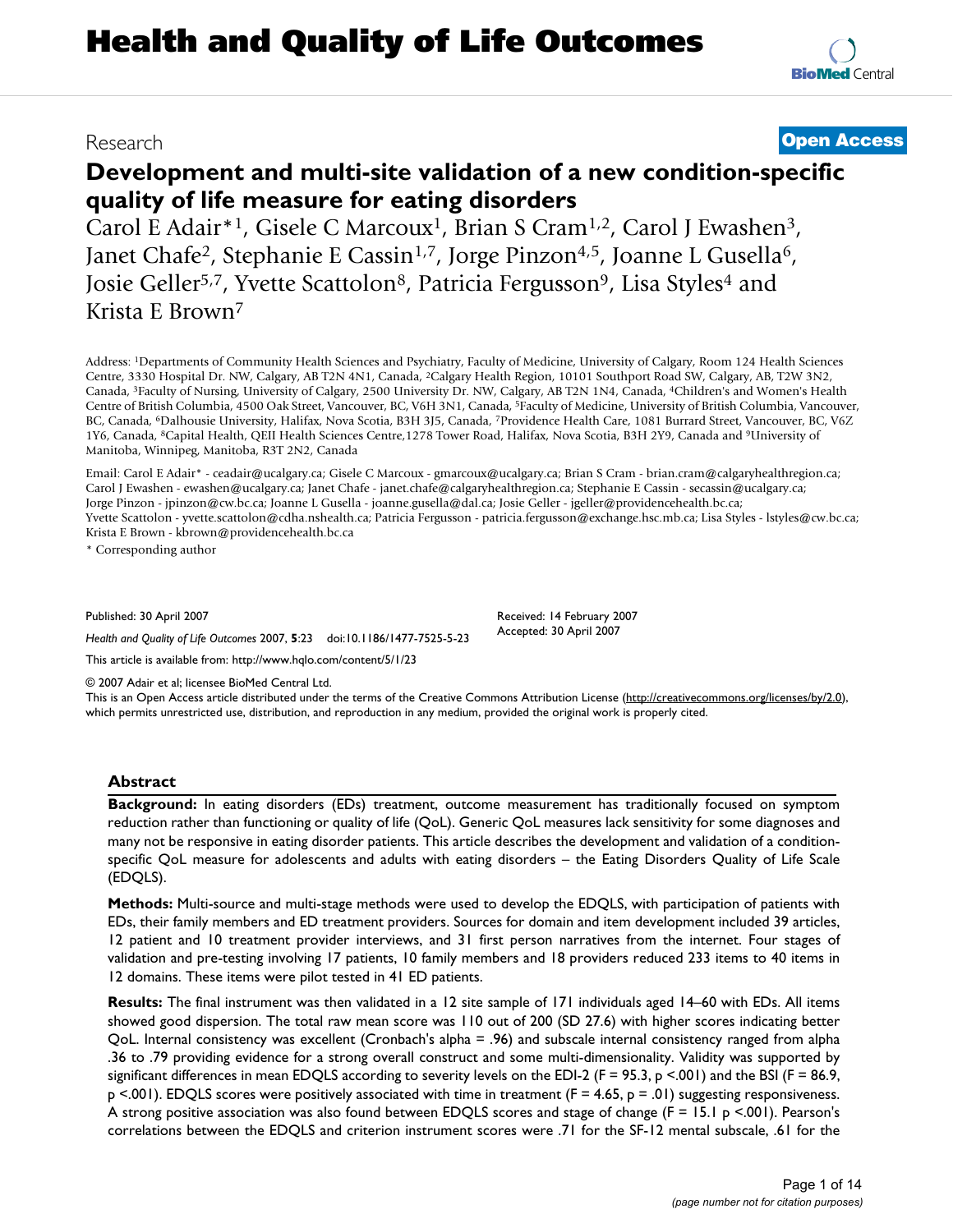# Health and Quality of Life Outcomes

Research **Open Access**

# Development and multi-site validation of a new condition-specific quality of life measure for eating disorders

Carol E Adair*[1], Gisele C Marcoux[1], Brian S Cram[1,2], Carol J Ewashen[3], Janet Chafe[2], Stephanie E Cassin[1,7], Jorge Pinzon[4,5], Joanne L Gusella[6], Josie Geller[5,7], Yvette Scattolon[8], Patricia Fergusson[9], Lisa Styles[4] and Krista E Brown[7]

Address: [1]Departments of Community Health Sciences and Psychiatry, Faculty of Medicine, University of Calgary, Room 124 Health Sciences Centre, 3330 Hospital Dr. NW, Calgary, AB T2N 4N1, Canada, [2]Calgary Health Region, 10101 Southport Road SW, Calgary, AB, T2W 3N2, Canada, [3]Faculty of Nursing, University of Calgary, 2500 University Dr. NW, Calgary, AB T2N 1N4, Canada, [4]Children's and Women's Health Centre of British Columbia, 4500 Oak Street, Vancouver, BC, V6H 3N1, Canada, [5]Faculty of Medicine, University of British Columbia, Vancouver, BC, Canada, [6]Dalhousie University, Halifax, Nova Scotia, B3H 3J5, Canada, [7]Providence Health Care, 1081 Burrard Street, Vancouver, BC, V6Z 1Y6, Canada, [8]Capital Health, QEII Health Sciences Centre,1278 Tower Road, Halifax, Nova Scotia, B3H 2Y9, Canada and [9]University of Manitoba, Winnipeg, Manitoba, R3T 2N2, Canada

Email: Carol E Adair* - ceadair@ucalgary.ca; Gisele C Marcoux - gmarcoux@ucalgary.ca; Brian S Cram - brian.cram@calgaryhealthregion.ca; Carol J Ewashen - ewashen@ucalgary.ca; Janet Chafe - janet.chafe@calgaryhealthregion.ca; Stephanie E Cassin - secassin@ucalgary.ca; Jorge Pinzon - jpinzon@cw.bc.ca; Joanne L Gusella - joanne.gusella@dal.ca; Josie Geller - jgeller@providencehealth.bc.ca; Yvette Scattolon - yvette.scattolon@cdha.nshealth.ca; Patricia Fergusson - patricia.fergusson@exchange.hsc.mb.ca; Lisa Styles - lstyles@cw.bc.ca; Krista E Brown - kbrown@providencehealth.bc.ca

\* Corresponding author

Published: 30 April 2007

*Health and Quality of Life Outcomes* 2007, **5**:23 doi:10.1186/1477-7525-5-23

Received: 14 February 2007
Accepted: 30 April 2007

This article is available from: http://www.hqlo.com/content/5/1/23

© 2007 Adair et al; licensee BioMed Central Ltd.
This is an Open Access article distributed under the terms of the Creative Commons Attribution License (http://creativecommons.org/licenses/by/2.0), which permits unrestricted use, distribution, and reproduction in any medium, provided the original work is properly cited.

## Abstract

**Background:** In eating disorders (EDs) treatment, outcome measurement has traditionally focused on symptom reduction rather than functioning or quality of life (QoL). Generic QoL measures lack sensitivity for some diagnoses and many not be responsive in eating disorder patients. This article describes the development and validation of a condition-specific QoL measure for adolescents and adults with eating disorders – the Eating Disorders Quality of Life Scale (EDQLS).

**Methods:** Multi-source and multi-stage methods were used to develop the EDQLS, with participation of patients with EDs, their family members and ED treatment providers. Sources for domain and item development included 39 articles, 12 patient and 10 treatment provider interviews, and 31 first person narratives from the internet. Four stages of validation and pre-testing involving 17 patients, 10 family members and 18 providers reduced 233 items to 40 items in 12 domains. These items were pilot tested in 41 ED patients.

**Results:** The final instrument was then validated in a 12 site sample of 171 individuals aged 14–60 with EDs. All items showed good dispersion. The total raw mean score was 110 out of 200 (SD 27.6) with higher scores indicating better QoL. Internal consistency was excellent (Cronbach's alpha = .96) and subscale internal consistency ranged from alpha .36 to .79 providing evidence for a strong overall construct and some multi-dimensionality. Validity was supported by significant differences in mean EDQLS according to severity levels on the EDI-2 ($F = 95.3$, $p < .001$) and the BSI ($F = 86.9$, $p < .001$). EDQLS scores were positively associated with time in treatment ($F = 4.65$, $p = .01$) suggesting responsiveness. A strong positive association was also found between EDQLS scores and stage of change ($F = 15.1$ $p < .001$). Pearson's correlations between the EDQLS and criterion instrument scores were .71 for the SF-12 mental subscale, .61 for the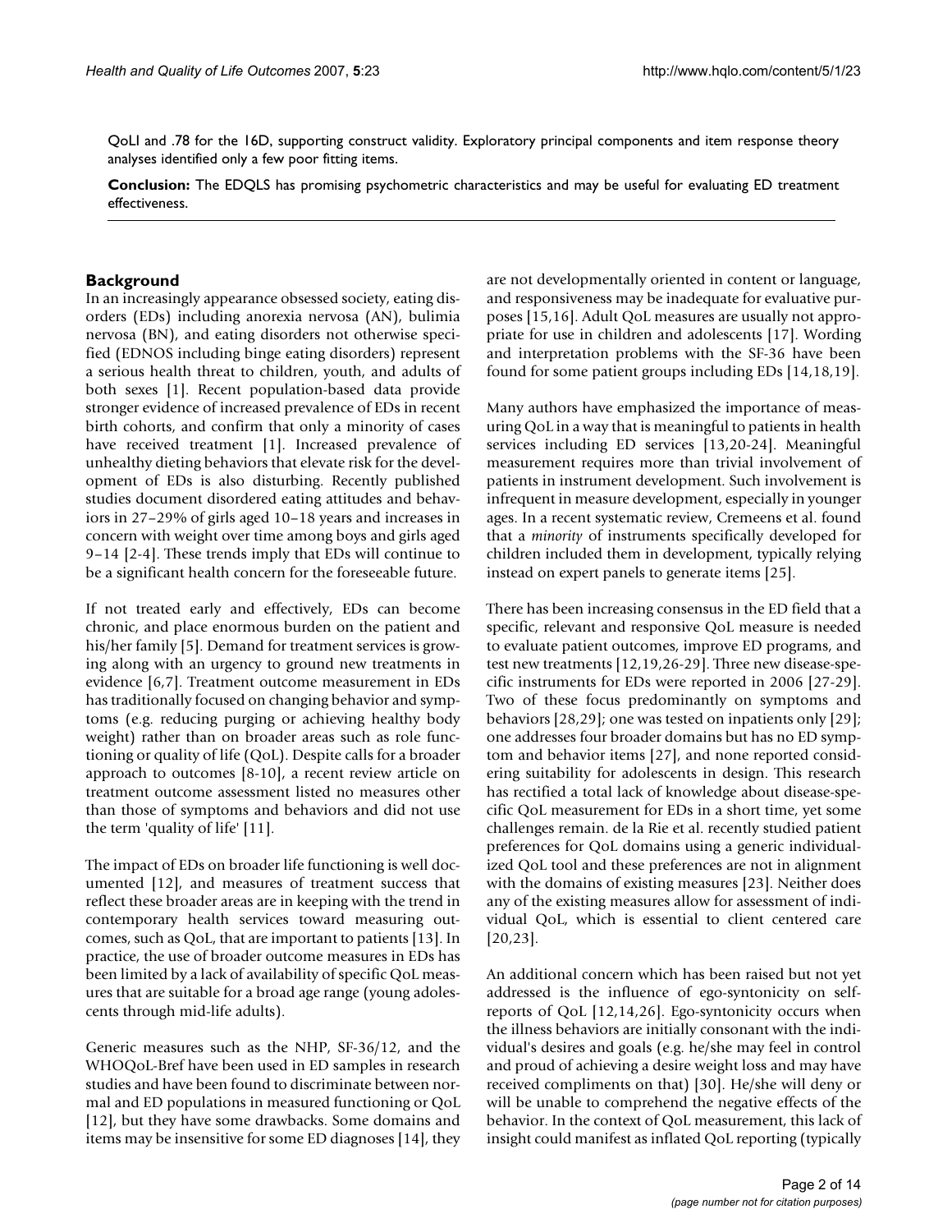QoLI and .78 for the 16D, supporting construct validity. Exploratory principal components and item response theory analyses identified only a few poor fitting items.

**Conclusion:** The EDQLS has promising psychometric characteristics and may be useful for evaluating ED treatment effectiveness.

## Background

In an increasingly appearance obsessed society, eating disorders (EDs) including anorexia nervosa (AN), bulimia nervosa (BN), and eating disorders not otherwise specified (EDNOS including binge eating disorders) represent a serious health threat to children, youth, and adults of both sexes [1]. Recent population-based data provide stronger evidence of increased prevalence of EDs in recent birth cohorts, and confirm that only a minority of cases have received treatment [1]. Increased prevalence of unhealthy dieting behaviors that elevate risk for the development of EDs is also disturbing. Recently published studies document disordered eating attitudes and behaviors in 27–29% of girls aged 10–18 years and increases in concern with weight over time among boys and girls aged 9–14 [2-4]. These trends imply that EDs will continue to be a significant health concern for the foreseeable future.

If not treated early and effectively, EDs can become chronic, and place enormous burden on the patient and his/her family [5]. Demand for treatment services is growing along with an urgency to ground new treatments in evidence [6,7]. Treatment outcome measurement in EDs has traditionally focused on changing behavior and symptoms (e.g. reducing purging or achieving healthy body weight) rather than on broader areas such as role functioning or quality of life (QoL). Despite calls for a broader approach to outcomes [8-10], a recent review article on treatment outcome assessment listed no measures other than those of symptoms and behaviors and did not use the term 'quality of life' [11].

The impact of EDs on broader life functioning is well documented [12], and measures of treatment success that reflect these broader areas are in keeping with the trend in contemporary health services toward measuring outcomes, such as QoL, that are important to patients [13]. In practice, the use of broader outcome measures in EDs has been limited by a lack of availability of specific QoL measures that are suitable for a broad age range (young adolescents through mid-life adults).

Generic measures such as the NHP, SF-36/12, and the WHOQoL-Bref have been used in ED samples in research studies and have been found to discriminate between normal and ED populations in measured functioning or QoL [12], but they have some drawbacks. Some domains and items may be insensitive for some ED diagnoses [14], they are not developmentally oriented in content or language, and responsiveness may be inadequate for evaluative purposes [15,16]. Adult QoL measures are usually not appropriate for use in children and adolescents [17]. Wording and interpretation problems with the SF-36 have been found for some patient groups including EDs [14,18,19].

Many authors have emphasized the importance of measuring QoL in a way that is meaningful to patients in health services including ED services [13,20-24]. Meaningful measurement requires more than trivial involvement of patients in instrument development. Such involvement is infrequent in measure development, especially in younger ages. In a recent systematic review, Cremeens et al. found that a *minority* of instruments specifically developed for children included them in development, typically relying instead on expert panels to generate items [25].

There has been increasing consensus in the ED field that a specific, relevant and responsive QoL measure is needed to evaluate patient outcomes, improve ED programs, and test new treatments [12,19,26-29]. Three new disease-specific instruments for EDs were reported in 2006 [27-29]. Two of these focus predominantly on symptoms and behaviors [28,29]; one was tested on inpatients only [29]; one addresses four broader domains but has no ED symptom and behavior items [27], and none reported considering suitability for adolescents in design. This research has rectified a total lack of knowledge about disease-specific QoL measurement for EDs in a short time, yet some challenges remain. de la Rie et al. recently studied patient preferences for QoL domains using a generic individualized QoL tool and these preferences are not in alignment with the domains of existing measures [23]. Neither does any of the existing measures allow for assessment of individual QoL, which is essential to client centered care [20,23].

An additional concern which has been raised but not yet addressed is the influence of ego-syntonicity on self-reports of QoL [12,14,26]. Ego-syntonicity occurs when the illness behaviors are initially consonant with the individual's desires and goals (e.g. he/she may feel in control and proud of achieving a desire weight loss and may have received compliments on that) [30]. He/she will deny or will be unable to comprehend the negative effects of the behavior. In the context of QoL measurement, this lack of insight could manifest as inflated QoL reporting (typically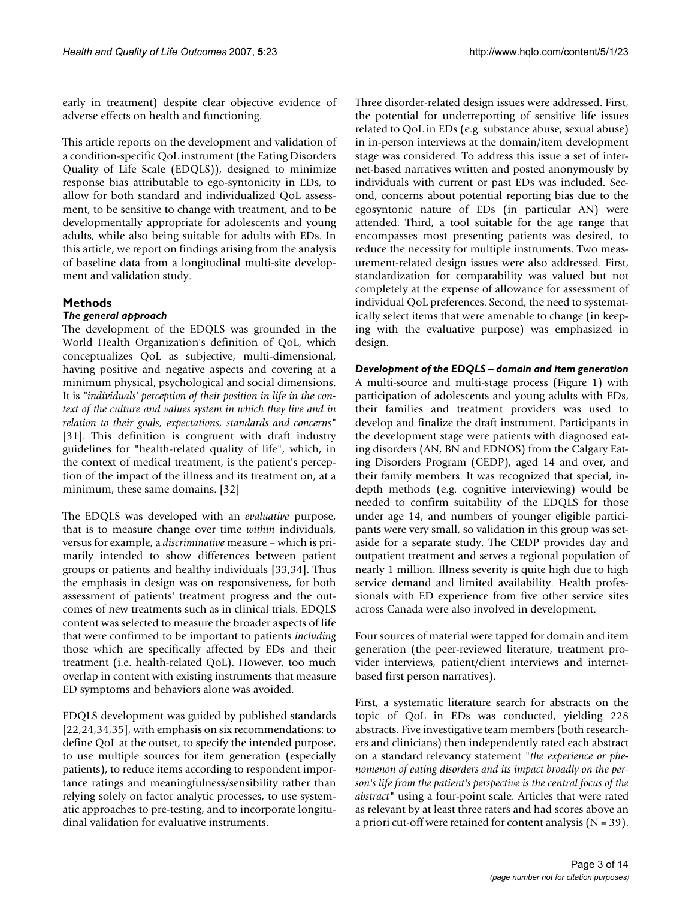early in treatment) despite clear objective evidence of adverse effects on health and functioning.

This article reports on the development and validation of a condition-specific QoL instrument (the Eating Disorders Quality of Life Scale (EDQLS)), designed to minimize response bias attributable to ego-syntonicity in EDs, to allow for both standard and individualized QoL assessment, to be sensitive to change with treatment, and to be developmentally appropriate for adolescents and young adults, while also being suitable for adults with EDs. In this article, we report on findings arising from the analysis of baseline data from a longitudinal multi-site development and validation study.

## Methods

### *The general approach*

The development of the EDQLS was grounded in the World Health Organization's definition of QoL, which conceptualizes QoL as subjective, multi-dimensional, having positive and negative aspects and covering at a minimum physical, psychological and social dimensions. It is "*individuals' perception of their position in life in the context of the culture and values system in which they live and in relation to their goals, expectations, standards and concerns*" [31]. This definition is congruent with draft industry guidelines for "health-related quality of life", which, in the context of medical treatment, is the patient's perception of the impact of the illness and its treatment on, at a minimum, these same domains. [32]

The EDQLS was developed with an *evaluative* purpose, that is to measure change over time *within* individuals, versus for example, a *discriminative* measure – which is primarily intended to show differences between patient groups or patients and healthy individuals [33,34]. Thus the emphasis in design was on responsiveness, for both assessment of patients' treatment progress and the outcomes of new treatments such as in clinical trials. EDQLS content was selected to measure the broader aspects of life that were confirmed to be important to patients *including* those which are specifically affected by EDs and their treatment (i.e. health-related QoL). However, too much overlap in content with existing instruments that measure ED symptoms and behaviors alone was avoided.

EDQLS development was guided by published standards [22,24,34,35], with emphasis on six recommendations: to define QoL at the outset, to specify the intended purpose, to use multiple sources for item generation (especially patients), to reduce items according to respondent importance ratings and meaningfulness/sensibility rather than relying solely on factor analytic processes, to use systematic approaches to pre-testing, and to incorporate longitudinal validation for evaluative instruments.

Three disorder-related design issues were addressed. First, the potential for underreporting of sensitive life issues related to QoL in EDs (e.g. substance abuse, sexual abuse) in in-person interviews at the domain/item development stage was considered. To address this issue a set of internet-based narratives written and posted anonymously by individuals with current or past EDs was included. Second, concerns about potential reporting bias due to the egosyntonic nature of EDs (in particular AN) were attended. Third, a tool suitable for the age range that encompasses most presenting patients was desired, to reduce the necessity for multiple instruments. Two measurement-related design issues were also addressed. First, standardization for comparability was valued but not completely at the expense of allowance for assessment of individual QoL preferences. Second, the need to systematically select items that were amenable to change (in keeping with the evaluative purpose) was emphasized in design.

### *Development of the EDQLS – domain and item generation*

A multi-source and multi-stage process (Figure 1) with participation of adolescents and young adults with EDs, their families and treatment providers was used to develop and finalize the draft instrument. Participants in the development stage were patients with diagnosed eating disorders (AN, BN and EDNOS) from the Calgary Eating Disorders Program (CEDP), aged 14 and over, and their family members. It was recognized that special, in-depth methods (e.g. cognitive interviewing) would be needed to confirm suitability of the EDQLS for those under age 14, and numbers of younger eligible participants were very small, so validation in this group was set-aside for a separate study. The CEDP provides day and outpatient treatment and serves a regional population of nearly 1 million. Illness severity is quite high due to high service demand and limited availability. Health professionals with ED experience from five other service sites across Canada were also involved in development.

Four sources of material were tapped for domain and item generation (the peer-reviewed literature, treatment provider interviews, patient/client interviews and internet-based first person narratives).

First, a systematic literature search for abstracts on the topic of QoL in EDs was conducted, yielding 228 abstracts. Five investigative team members (both researchers and clinicians) then independently rated each abstract on a standard relevancy statement "*the experience or phenomenon of eating disorders and its impact broadly on the person's life from the patient's perspective is the central focus of the abstract*" using a four-point scale. Articles that were rated as relevant by at least three raters and had scores above an a priori cut-off were retained for content analysis (N = 39).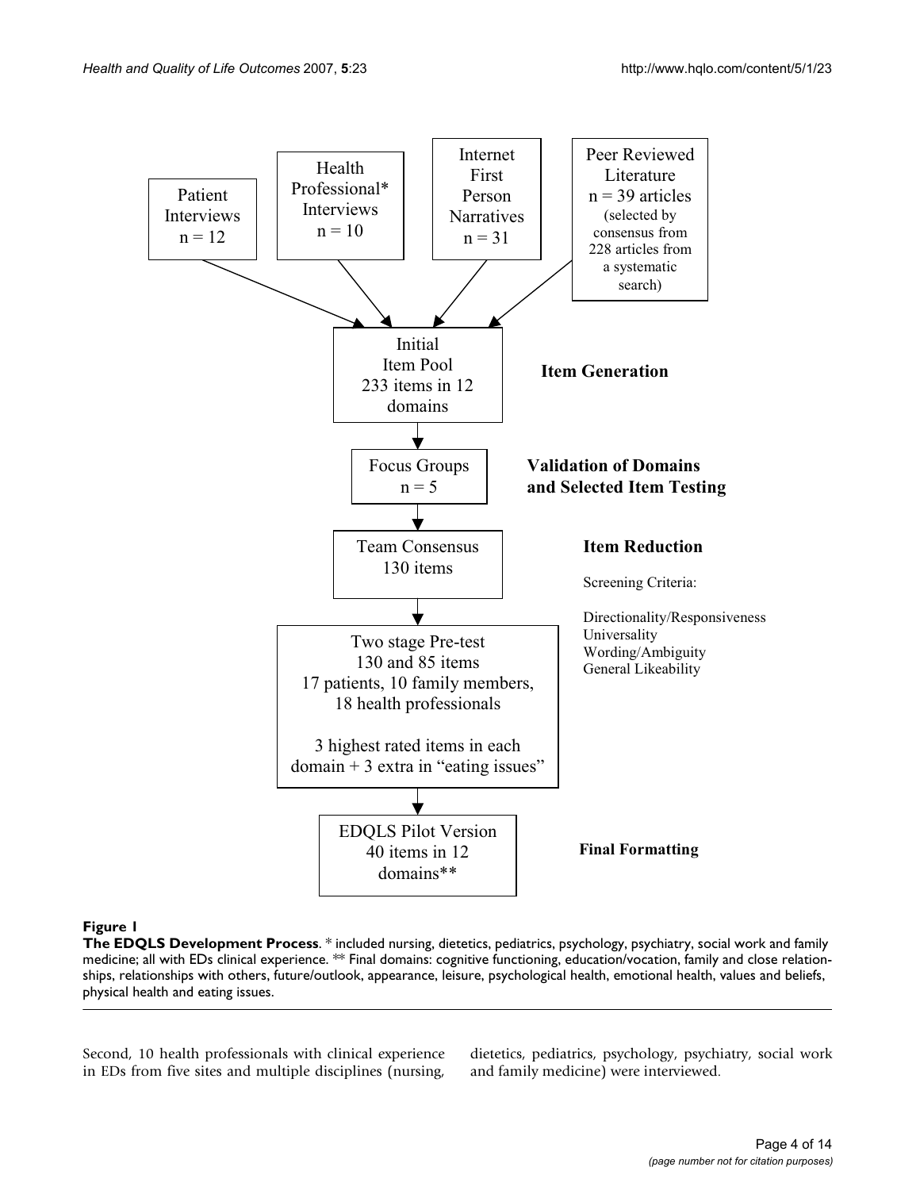Patient Interviews
n = 12

Health Professional* Interviews
n = 10

Internet First Person Narratives
n = 31

Peer Reviewed Literature
n = 39 articles
(selected by consensus from 228 articles from a systematic search)

Initial Item Pool
233 items in 12 domains

**Item Generation**

Focus Groups
n = 5

**Validation of Domains and Selected Item Testing**

Team Consensus
130 items

**Item Reduction**

Screening Criteria:

Directionality/Responsiveness
Universality
Wording/Ambiguity
General Likeability

Two stage Pre-test
130 and 85 items
17 patients, 10 family members, 18 health professionals

3 highest rated items in each domain + 3 extra in "eating issues"

EDQLS Pilot Version
40 items in 12 domains**

**Final Formatting**

**Figure 1**

**The EDQLS Development Process**. * included nursing, dietetics, pediatrics, psychology, psychiatry, social work and family medicine; all with EDs clinical experience. ** Final domains: cognitive functioning, education/vocation, family and close relationships, relationships with others, future/outlook, appearance, leisure, psychological health, emotional health, values and beliefs, physical health and eating issues.

Second, 10 health professionals with clinical experience in EDs from five sites and multiple disciplines (nursing, dietetics, pediatrics, psychology, psychiatry, social work and family medicine) were interviewed.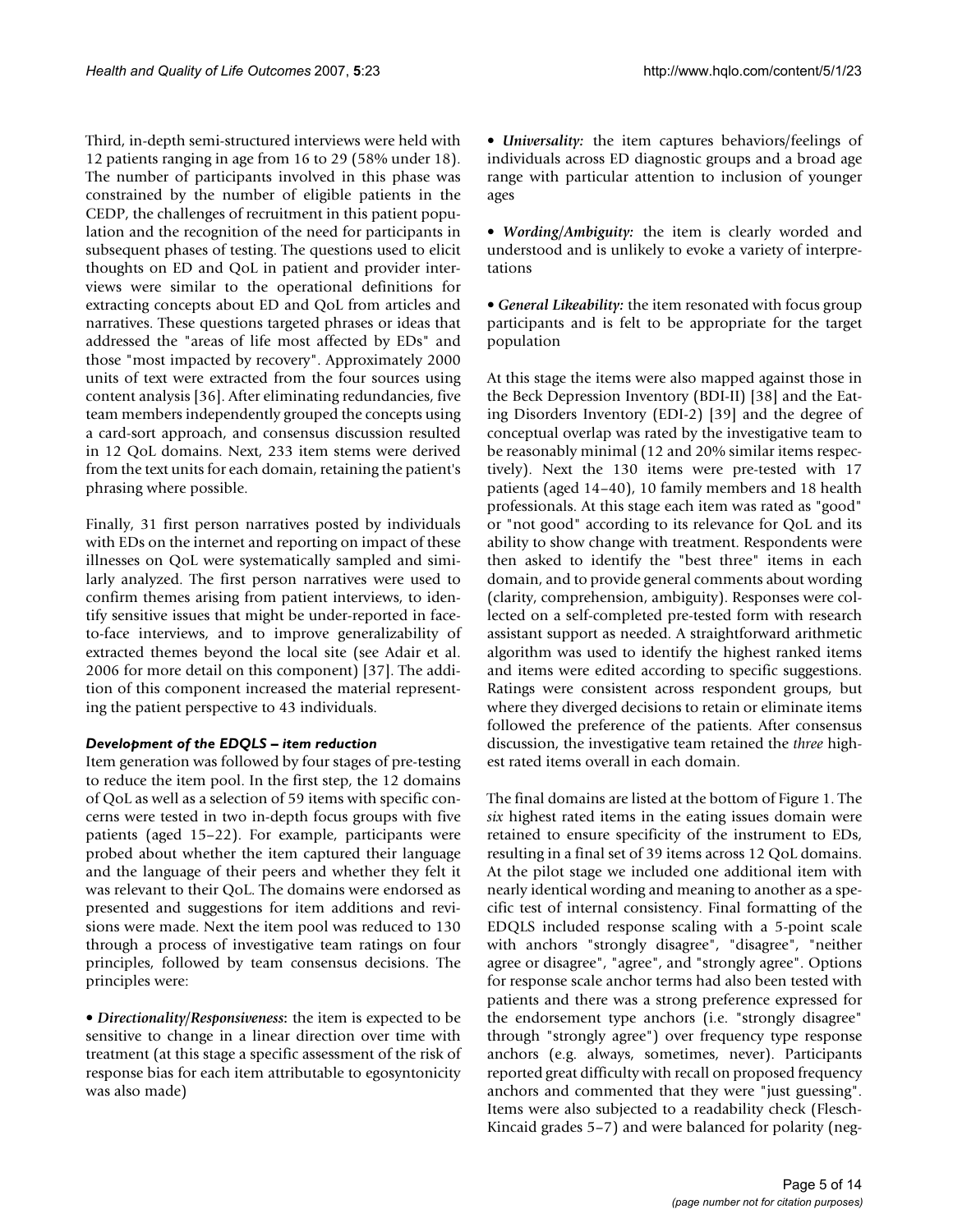Third, in-depth semi-structured interviews were held with 12 patients ranging in age from 16 to 29 (58% under 18). The number of participants involved in this phase was constrained by the number of eligible patients in the CEDP, the challenges of recruitment in this patient population and the recognition of the need for participants in subsequent phases of testing. The questions used to elicit thoughts on ED and QoL in patient and provider interviews were similar to the operational definitions for extracting concepts about ED and QoL from articles and narratives. These questions targeted phrases or ideas that addressed the "areas of life most affected by EDs" and those "most impacted by recovery". Approximately 2000 units of text were extracted from the four sources using content analysis [36]. After eliminating redundancies, five team members independently grouped the concepts using a card-sort approach, and consensus discussion resulted in 12 QoL domains. Next, 233 item stems were derived from the text units for each domain, retaining the patient's phrasing where possible.

Finally, 31 first person narratives posted by individuals with EDs on the internet and reporting on impact of these illnesses on QoL were systematically sampled and similarly analyzed. The first person narratives were used to confirm themes arising from patient interviews, to identify sensitive issues that might be under-reported in face-to-face interviews, and to improve generalizability of extracted themes beyond the local site (see Adair et al. 2006 for more detail on this component) [37]. The addition of this component increased the material representing the patient perspective to 43 individuals.

### *Development of the EDQLS – item reduction*

Item generation was followed by four stages of pre-testing to reduce the item pool. In the first step, the 12 domains of QoL as well as a selection of 59 items with specific concerns were tested in two in-depth focus groups with five patients (aged 15–22). For example, participants were probed about whether the item captured their language and the language of their peers and whether they felt it was relevant to their QoL. The domains were endorsed as presented and suggestions for item additions and revisions were made. Next the item pool was reduced to 130 through a process of investigative team ratings on four principles, followed by team consensus decisions. The principles were:

• ***Directionality/Responsiveness:*** the item is expected to be sensitive to change in a linear direction over time with treatment (at this stage a specific assessment of the risk of response bias for each item attributable to egosyntonicity was also made)

• ***Universality:*** the item captures behaviors/feelings of individuals across ED diagnostic groups and a broad age range with particular attention to inclusion of younger ages

• ***Wording/Ambiguity:*** the item is clearly worded and understood and is unlikely to evoke a variety of interpretations

• ***General Likeability:*** the item resonated with focus group participants and is felt to be appropriate for the target population

At this stage the items were also mapped against those in the Beck Depression Inventory (BDI-II) [38] and the Eating Disorders Inventory (EDI-2) [39] and the degree of conceptual overlap was rated by the investigative team to be reasonably minimal (12 and 20% similar items respectively). Next the 130 items were pre-tested with 17 patients (aged 14–40), 10 family members and 18 health professionals. At this stage each item was rated as "good" or "not good" according to its relevance for QoL and its ability to show change with treatment. Respondents were then asked to identify the "best three" items in each domain, and to provide general comments about wording (clarity, comprehension, ambiguity). Responses were collected on a self-completed pre-tested form with research assistant support as needed. A straightforward arithmetic algorithm was used to identify the highest ranked items and items were edited according to specific suggestions. Ratings were consistent across respondent groups, but where they diverged decisions to retain or eliminate items followed the preference of the patients. After consensus discussion, the investigative team retained the *three* highest rated items overall in each domain.

The final domains are listed at the bottom of Figure 1. The *six* highest rated items in the eating issues domain were retained to ensure specificity of the instrument to EDs, resulting in a final set of 39 items across 12 QoL domains. At the pilot stage we included one additional item with nearly identical wording and meaning to another as a specific test of internal consistency. Final formatting of the EDQLS included response scaling with a 5-point scale with anchors "strongly disagree", "disagree", "neither agree or disagree", "agree", and "strongly agree". Options for response scale anchor terms had also been tested with patients and there was a strong preference expressed for the endorsement type anchors (i.e. "strongly disagree" through "strongly agree") over frequency type response anchors (e.g. always, sometimes, never). Participants reported great difficulty with recall on proposed frequency anchors and commented that they were "just guessing". Items were also subjected to a readability check (Flesch-Kincaid grades 5–7) and were balanced for polarity (neg-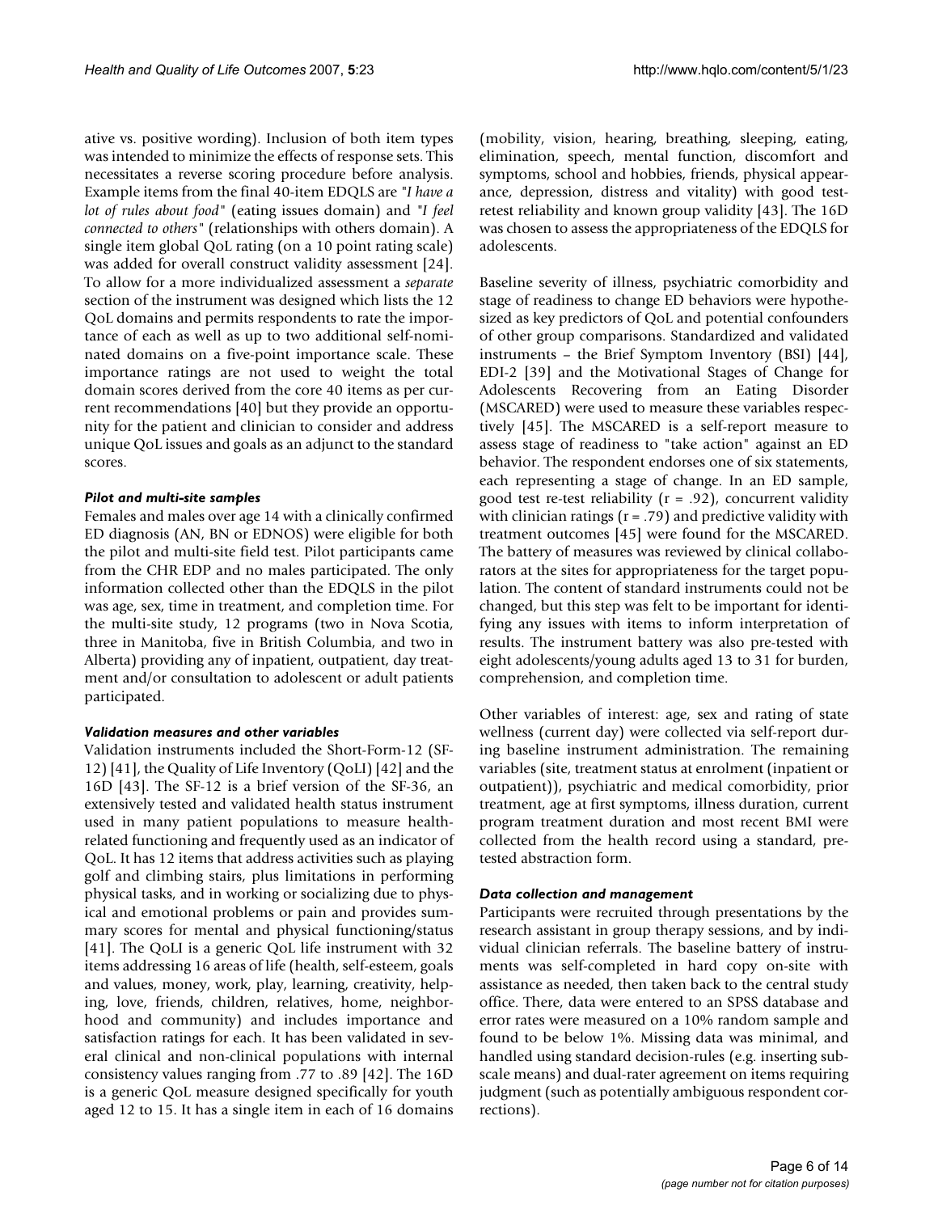ative vs. positive wording). Inclusion of both item types was intended to minimize the effects of response sets. This necessitates a reverse scoring procedure before analysis. Example items from the final 40-item EDQLS are "*I have a lot of rules about food*" (eating issues domain) and "*I feel connected to others*" (relationships with others domain). A single item global QoL rating (on a 10 point rating scale) was added for overall construct validity assessment [24]. To allow for a more individualized assessment a *separate* section of the instrument was designed which lists the 12 QoL domains and permits respondents to rate the importance of each as well as up to two additional self-nominated domains on a five-point importance scale. These importance ratings are not used to weight the total domain scores derived from the core 40 items as per current recommendations [40] but they provide an opportunity for the patient and clinician to consider and address unique QoL issues and goals as an adjunct to the standard scores.

### *Pilot and multi-site samples*

Females and males over age 14 with a clinically confirmed ED diagnosis (AN, BN or EDNOS) were eligible for both the pilot and multi-site field test. Pilot participants came from the CHR EDP and no males participated. The only information collected other than the EDQLS in the pilot was age, sex, time in treatment, and completion time. For the multi-site study, 12 programs (two in Nova Scotia, three in Manitoba, five in British Columbia, and two in Alberta) providing any of inpatient, outpatient, day treatment and/or consultation to adolescent or adult patients participated.

### *Validation measures and other variables*

Validation instruments included the Short-Form-12 (SF-12) [41], the Quality of Life Inventory (QoLI) [42] and the 16D [43]. The SF-12 is a brief version of the SF-36, an extensively tested and validated health status instrument used in many patient populations to measure health-related functioning and frequently used as an indicator of QoL. It has 12 items that address activities such as playing golf and climbing stairs, plus limitations in performing physical tasks, and in working or socializing due to physical and emotional problems or pain and provides summary scores for mental and physical functioning/status [41]. The QoLI is a generic QoL life instrument with 32 items addressing 16 areas of life (health, self-esteem, goals and values, money, work, play, learning, creativity, helping, love, friends, children, relatives, home, neighborhood and community) and includes importance and satisfaction ratings for each. It has been validated in several clinical and non-clinical populations with internal consistency values ranging from .77 to .89 [42]. The 16D is a generic QoL measure designed specifically for youth aged 12 to 15. It has a single item in each of 16 domains (mobility, vision, hearing, breathing, sleeping, eating, elimination, speech, mental function, discomfort and symptoms, school and hobbies, friends, physical appearance, depression, distress and vitality) with good test-retest reliability and known group validity [43]. The 16D was chosen to assess the appropriateness of the EDQLS for adolescents.

Baseline severity of illness, psychiatric comorbidity and stage of readiness to change ED behaviors were hypothesized as key predictors of QoL and potential confounders of other group comparisons. Standardized and validated instruments – the Brief Symptom Inventory (BSI) [44], EDI-2 [39] and the Motivational Stages of Change for Adolescents Recovering from an Eating Disorder (MSCARED) were used to measure these variables respectively [45]. The MSCARED is a self-report measure to assess stage of readiness to "take action" against an ED behavior. The respondent endorses one of six statements, each representing a stage of change. In an ED sample, good test re-test reliability ($r = .92$), concurrent validity with clinician ratings ($r = .79$) and predictive validity with treatment outcomes [45] were found for the MSCARED. The battery of measures was reviewed by clinical collaborators at the sites for appropriateness for the target population. The content of standard instruments could not be changed, but this step was felt to be important for identifying any issues with items to inform interpretation of results. The instrument battery was also pre-tested with eight adolescents/young adults aged 13 to 31 for burden, comprehension, and completion time.

Other variables of interest: age, sex and rating of state wellness (current day) were collected via self-report during baseline instrument administration. The remaining variables (site, treatment status at enrolment (inpatient or outpatient)), psychiatric and medical comorbidity, prior treatment, age at first symptoms, illness duration, current program treatment duration and most recent BMI were collected from the health record using a standard, pre-tested abstraction form.

### *Data collection and management*

Participants were recruited through presentations by the research assistant in group therapy sessions, and by individual clinician referrals. The baseline battery of instruments was self-completed in hard copy on-site with assistance as needed, then taken back to the central study office. There, data were entered to an SPSS database and error rates were measured on a 10% random sample and found to be below 1%. Missing data was minimal, and handled using standard decision-rules (e.g. inserting subscale means) and dual-rater agreement on items requiring judgment (such as potentially ambiguous respondent corrections).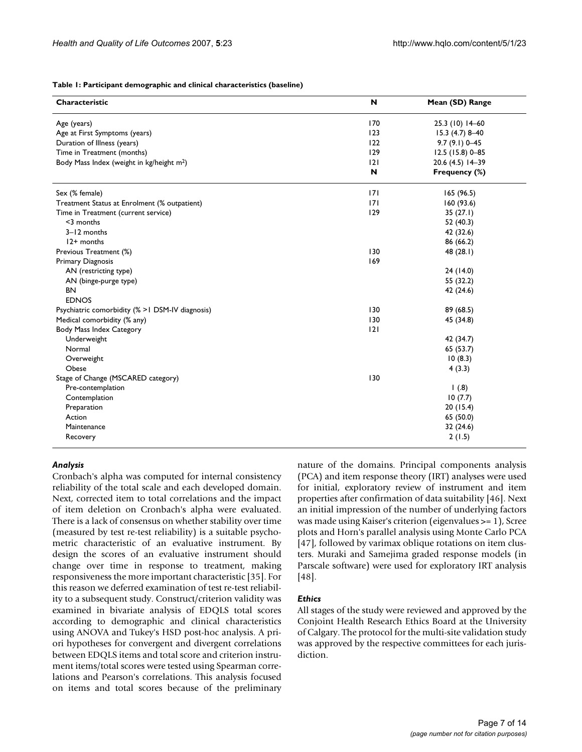**Table 1: Participant demographic and clinical characteristics (baseline)**

| Characteristic | N | Mean (SD) Range |
| --- | --- | --- |
| Age (years) | 170 | 25.3 (10) 14–60 |
| Age at First Symptoms (years) | 123 | 15.3 (4.7) 8–40 |
| Duration of Illness (years) | 122 | 9.7 (9.1) 0–45 |
| Time in Treatment (months) | 129 | 12.5 (15.8) 0–85 |
| Body Mass Index (weight in kg/height $m^2$) | 121 | 20.6 (4.5) 14–39 |
| | **N** | **Frequency (%)** |
| Sex (% female) | 171 | 165 (96.5) |
| Treatment Status at Enrolment (% outpatient) | 171 | 160 (93.6) |
| Time in Treatment (current service) | 129 | 35 (27.1) |
| <3 months | | 52 (40.3) |
| 3–12 months | | 42 (32.6) |
| 12+ months | | 86 (66.2) |
| Previous Treatment (%) | 130 | 48 (28.1) |
| Primary Diagnosis | 169 | |
| AN (restricting type) | | 24 (14.0) |
| AN (binge-purge type) | | 55 (32.2) |
| BN | | 42 (24.6) |
| EDNOS | | |
| Psychiatric comorbidity (% >1 DSM-IV diagnosis) | 130 | 89 (68.5) |
| Medical comorbidity (% any) | 130 | 45 (34.8) |
| Body Mass Index Category | 121 | |
| Underweight | | 42 (34.7) |
| Normal | | 65 (53.7) |
| Overweight | | 10 (8.3) |
| Obese | | 4 (3.3) |
| Stage of Change (MSCARED category) | 130 | |
| Pre-contemplation | | 1 (.8) |
| Contemplation | | 10 (7.7) |
| Preparation | | 20 (15.4) |
| Action | | 65 (50.0) |
| Maintenance | | 32 (24.6) |
| Recovery | | 2 (1.5) |

### *Analysis*

Cronbach's alpha was computed for internal consistency reliability of the total scale and each developed domain. Next, corrected item to total correlations and the impact of item deletion on Cronbach's alpha were evaluated. There is a lack of consensus on whether stability over time (measured by test re-test reliability) is a suitable psychometric characteristic of an evaluative instrument. By design the scores of an evaluative instrument should change over time in response to treatment, making responsiveness the more important characteristic [35]. For this reason we deferred examination of test re-test reliability to a subsequent study. Construct/criterion validity was examined in bivariate analysis of EDQLS total scores according to demographic and clinical characteristics using ANOVA and Tukey's HSD post-hoc analysis. A priori hypotheses for convergent and divergent correlations between EDQLS items and total score and criterion instrument items/total scores were tested using Spearman correlations and Pearson's correlations. This analysis focused on items and total scores because of the preliminary nature of the domains. Principal components analysis (PCA) and item response theory (IRT) analyses were used for initial, exploratory review of instrument and item properties after confirmation of data suitability [46]. Next an initial impression of the number of underlying factors was made using Kaiser's criterion (eigenvalues >= 1), Scree plots and Horn's parallel analysis using Monte Carlo PCA [47], followed by varimax oblique rotations on item clusters. Muraki and Samejima graded response models (in Parscale software) were used for exploratory IRT analysis [48].

### *Ethics*

All stages of the study were reviewed and approved by the Conjoint Health Research Ethics Board at the University of Calgary. The protocol for the multi-site validation study was approved by the respective committees for each jurisdiction.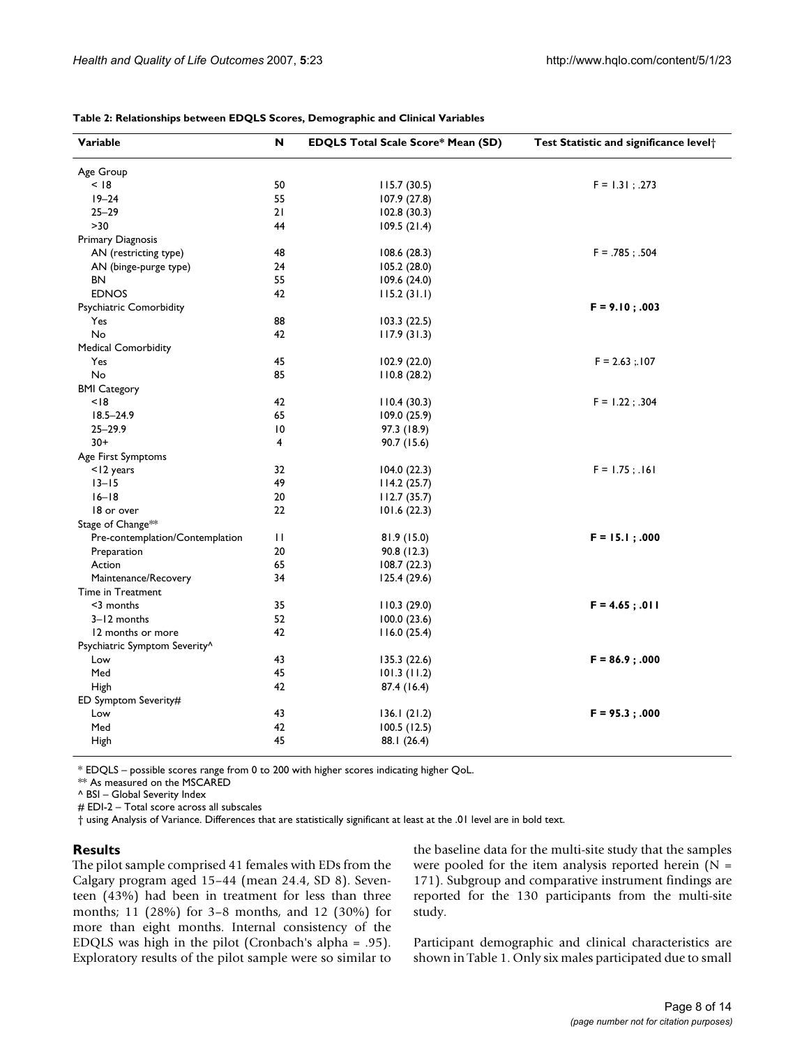**Table 2: Relationships between EDQLS Scores, Demographic and Clinical Variables**

| Variable | N | EDQLS Total Scale Score* Mean (SD) | Test Statistic and significance level† |
| --- | --- | --- | --- |
| Age Group | | | |
| < 18 | 50 | 115.7 (30.5) | F = 1.31 ; .273 |
| 19–24 | 55 | 107.9 (27.8) | |
| 25–29 | 21 | 102.8 (30.3) | |
| >30 | 44 | 109.5 (21.4) | |
| Primary Diagnosis | | | |
| AN (restricting type) | 48 | 108.6 (28.3) | F = .785 ; .504 |
| AN (binge-purge type) | 24 | 105.2 (28.0) | |
| BN | 55 | 109.6 (24.0) | |
| EDNOS | 42 | 115.2 (31.1) | |
| Psychiatric Comorbidity | | | **F = 9.10 ; .003** |
| Yes | 88 | 103.3 (22.5) | |
| No | 42 | 117.9 (31.3) | |
| Medical Comorbidity | | | |
| Yes | 45 | 102.9 (22.0) | F = 2.63 ;.107 |
| No | 85 | 110.8 (28.2) | |
| BMI Category | | | |
| <18 | 42 | 110.4 (30.3) | F = 1.22 ; .304 |
| 18.5–24.9 | 65 | 109.0 (25.9) | |
| 25–29.9 | 10 | 97.3 (18.9) | |
| 30+ | 4 | 90.7 (15.6) | |
| Age First Symptoms | | | |
| <12 years | 32 | 104.0 (22.3) | F = 1.75 ; .161 |
| 13–15 | 49 | 114.2 (25.7) | |
| 16–18 | 20 | 112.7 (35.7) | |
| 18 or over | 22 | 101.6 (22.3) | |
| Stage of Change** | | | |
| Pre-contemplation/Contemplation | 11 | 81.9 (15.0) | **F = 15.1 ; .000** |
| Preparation | 20 | 90.8 (12.3) | |
| Action | 65 | 108.7 (22.3) | |
| Maintenance/Recovery | 34 | 125.4 (29.6) | |
| Time in Treatment | | | |
| <3 months | 35 | 110.3 (29.0) | **F = 4.65 ; .011** |
| 3–12 months | 52 | 100.0 (23.6) | |
| 12 months or more | 42 | 116.0 (25.4) | |
| Psychiatric Symptom Severity^ | | | |
| Low | 43 | 135.3 (22.6) | **F = 86.9 ; .000** |
| Med | 45 | 101.3 (11.2) | |
| High | 42 | 87.4 (16.4) | |
| ED Symptom Severity# | | | |
| Low | 43 | 136.1 (21.2) | **F = 95.3 ; .000** |
| Med | 42 | 100.5 (12.5) | |
| High | 45 | 88.1 (26.4) | |

\* EDQLS – possible scores range from 0 to 200 with higher scores indicating higher QoL.
** As measured on the MSCARED
^ BSI – Global Severity Index
# EDI-2 – Total score across all subscales
† using Analysis of Variance. Differences that are statistically significant at least at the .01 level are in bold text.

## Results

The pilot sample comprised 41 females with EDs from the Calgary program aged 15–44 (mean 24.4, SD 8). Seventeen (43%) had been in treatment for less than three months; 11 (28%) for 3–8 months, and 12 (30%) for more than eight months. Internal consistency of the EDQLS was high in the pilot (Cronbach's alpha = .95). Exploratory results of the pilot sample were so similar to the baseline data for the multi-site study that the samples were pooled for the item analysis reported herein (N = 171). Subgroup and comparative instrument findings are reported for the 130 participants from the multi-site study.

Participant demographic and clinical characteristics are shown in Table 1. Only six males participated due to small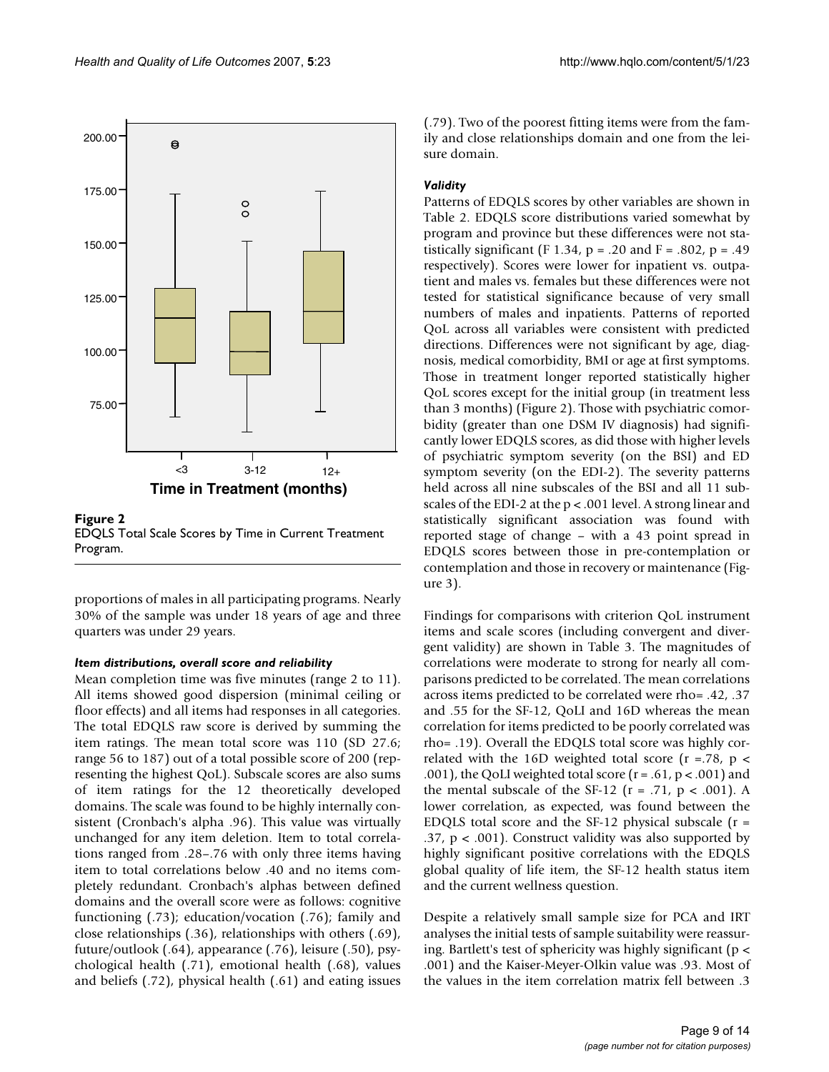**Figure 2**
EDQLS Total Scale Scores by Time in Current Treatment Program.

proportions of males in all participating programs. Nearly 30% of the sample was under 18 years of age and three quarters was under 29 years.

#### *Item distributions, overall score and reliability*

Mean completion time was five minutes (range 2 to 11). All items showed good dispersion (minimal ceiling or floor effects) and all items had responses in all categories. The total EDQLS raw score is derived by summing the item ratings. The mean total score was 110 (SD 27.6; range 56 to 187) out of a total possible score of 200 (representing the highest QoL). Subscale scores are also sums of item ratings for the 12 theoretically developed domains. The scale was found to be highly internally consistent (Cronbach's alpha .96). This value was virtually unchanged for any item deletion. Item to total correlations ranged from .28–.76 with only three items having item to total correlations below .40 and no items completely redundant. Cronbach's alphas between defined domains and the overall score were as follows: cognitive functioning (.73); education/vocation (.76); family and close relationships (.36), relationships with others (.69), future/outlook (.64), appearance (.76), leisure (.50), psychological health (.71), emotional health (.68), values and beliefs (.72), physical health (.61) and eating issues (.79). Two of the poorest fitting items were from the family and close relationships domain and one from the leisure domain.

#### *Validity*

Patterns of EDQLS scores by other variables are shown in Table 2. EDQLS score distributions varied somewhat by program and province but these differences were not statistically significant ($F$ 1.34, $p = .20$ and $F = .802$, $p = .49$ respectively). Scores were lower for inpatient vs. outpatient and males vs. females but these differences were not tested for statistical significance because of very small numbers of males and inpatients. Patterns of reported QoL across all variables were consistent with predicted directions. Differences were not significant by age, diagnosis, medical comorbidity, BMI or age at first symptoms. Those in treatment longer reported statistically higher QoL scores except for the initial group (in treatment less than 3 months) (Figure 2). Those with psychiatric comorbidity (greater than one DSM IV diagnosis) had significantly lower EDQLS scores, as did those with higher levels of psychiatric symptom severity (on the BSI) and ED symptom severity (on the EDI-2). The severity patterns held across all nine subscales of the BSI and all 11 subscales of the EDI-2 at the $p < .001$ level. A strong linear and statistically significant association was found with reported stage of change – with a 43 point spread in EDQLS scores between those in pre-contemplation or contemplation and those in recovery or maintenance (Figure 3).

Findings for comparisons with criterion QoL instrument items and scale scores (including convergent and divergent validity) are shown in Table 3. The magnitudes of correlations were moderate to strong for nearly all comparisons predicted to be correlated. The mean correlations across items predicted to be correlated were rho= .42, .37 and .55 for the SF-12, QoLI and 16D whereas the mean correlation for items predicted to be poorly correlated was rho= .19). Overall the EDQLS total score was highly correlated with the 16D weighted total score ($r = .78$, $p < .001$), the QoLI weighted total score ($r = .61$, $p < .001$) and the mental subscale of the SF-12 ($r = .71$, $p < .001$). A lower correlation, as expected, was found between the EDQLS total score and the SF-12 physical subscale ($r = .37$, $p < .001$). Construct validity was also supported by highly significant positive correlations with the EDQLS global quality of life item, the SF-12 health status item and the current wellness question.

Despite a relatively small sample size for PCA and IRT analyses the initial tests of sample suitability were reassuring. Bartlett's test of sphericity was highly significant ($p < .001$) and the Kaiser-Meyer-Olkin value was .93. Most of the values in the item correlation matrix fell between .3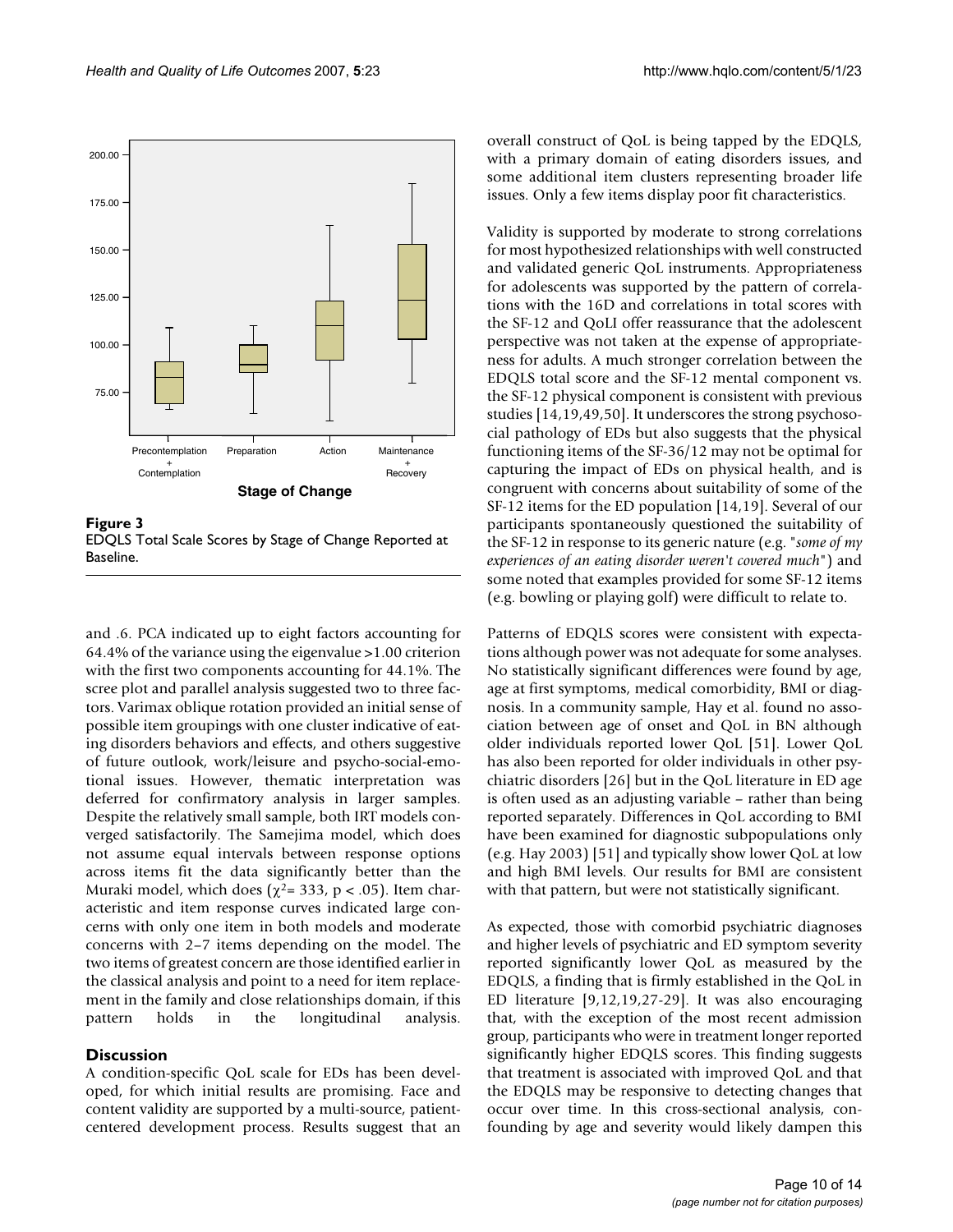**Figure 3**
EDQLS Total Scale Scores by Stage of Change Reported at Baseline.

and .6. PCA indicated up to eight factors accounting for 64.4% of the variance using the eigenvalue >1.00 criterion with the first two components accounting for 44.1%. The scree plot and parallel analysis suggested two to three factors. Varimax oblique rotation provided an initial sense of possible item groupings with one cluster indicative of eating disorders behaviors and effects, and others suggestive of future outlook, work/leisure and psycho-social-emotional issues. However, thematic interpretation was deferred for confirmatory analysis in larger samples. Despite the relatively small sample, both IRT models converged satisfactorily. The Samejima model, which does not assume equal intervals between response options across items fit the data significantly better than the Muraki model, which does ($\chi^2 = 333$, $p < .05$). Item characteristic and item response curves indicated large concerns with only one item in both models and moderate concerns with 2–7 items depending on the model. The two items of greatest concern are those identified earlier in the classical analysis and point to a need for item replacement in the family and close relationships domain, if this pattern holds in the longitudinal analysis.

## Discussion

A condition-specific QoL scale for EDs has been developed, for which initial results are promising. Face and content validity are supported by a multi-source, patient-centered development process. Results suggest that an overall construct of QoL is being tapped by the EDQLS, with a primary domain of eating disorders issues, and some additional item clusters representing broader life issues. Only a few items display poor fit characteristics.

Validity is supported by moderate to strong correlations for most hypothesized relationships with well constructed and validated generic QoL instruments. Appropriateness for adolescents was supported by the pattern of correlations with the 16D and correlations in total scores with the SF-12 and QoLI offer reassurance that the adolescent perspective was not taken at the expense of appropriateness for adults. A much stronger correlation between the EDQLS total score and the SF-12 mental component vs. the SF-12 physical component is consistent with previous studies [14,19,49,50]. It underscores the strong psychosocial pathology of EDs but also suggests that the physical functioning items of the SF-36/12 may not be optimal for capturing the impact of EDs on physical health, and is congruent with concerns about suitability of some of the SF-12 items for the ED population [14,19]. Several of our participants spontaneously questioned the suitability of the SF-12 in response to its generic nature (e.g. "*some of my experiences of an eating disorder weren't covered much*") and some noted that examples provided for some SF-12 items (e.g. bowling or playing golf) were difficult to relate to.

Patterns of EDQLS scores were consistent with expectations although power was not adequate for some analyses. No statistically significant differences were found by age, age at first symptoms, medical comorbidity, BMI or diagnosis. In a community sample, Hay et al. found no association between age of onset and QoL in BN although older individuals reported lower QoL [51]. Lower QoL has also been reported for older individuals in other psychiatric disorders [26] but in the QoL literature in ED age is often used as an adjusting variable – rather than being reported separately. Differences in QoL according to BMI have been examined for diagnostic subpopulations only (e.g. Hay 2003) [51] and typically show lower QoL at low and high BMI levels. Our results for BMI are consistent with that pattern, but were not statistically significant.

As expected, those with comorbid psychiatric diagnoses and higher levels of psychiatric and ED symptom severity reported significantly lower QoL as measured by the EDQLS, a finding that is firmly established in the QoL in ED literature [9,12,19,27-29]. It was also encouraging that, with the exception of the most recent admission group, participants who were in treatment longer reported significantly higher EDQLS scores. This finding suggests that treatment is associated with improved QoL and that the EDQLS may be responsive to detecting changes that occur over time. In this cross-sectional analysis, confounding by age and severity would likely dampen this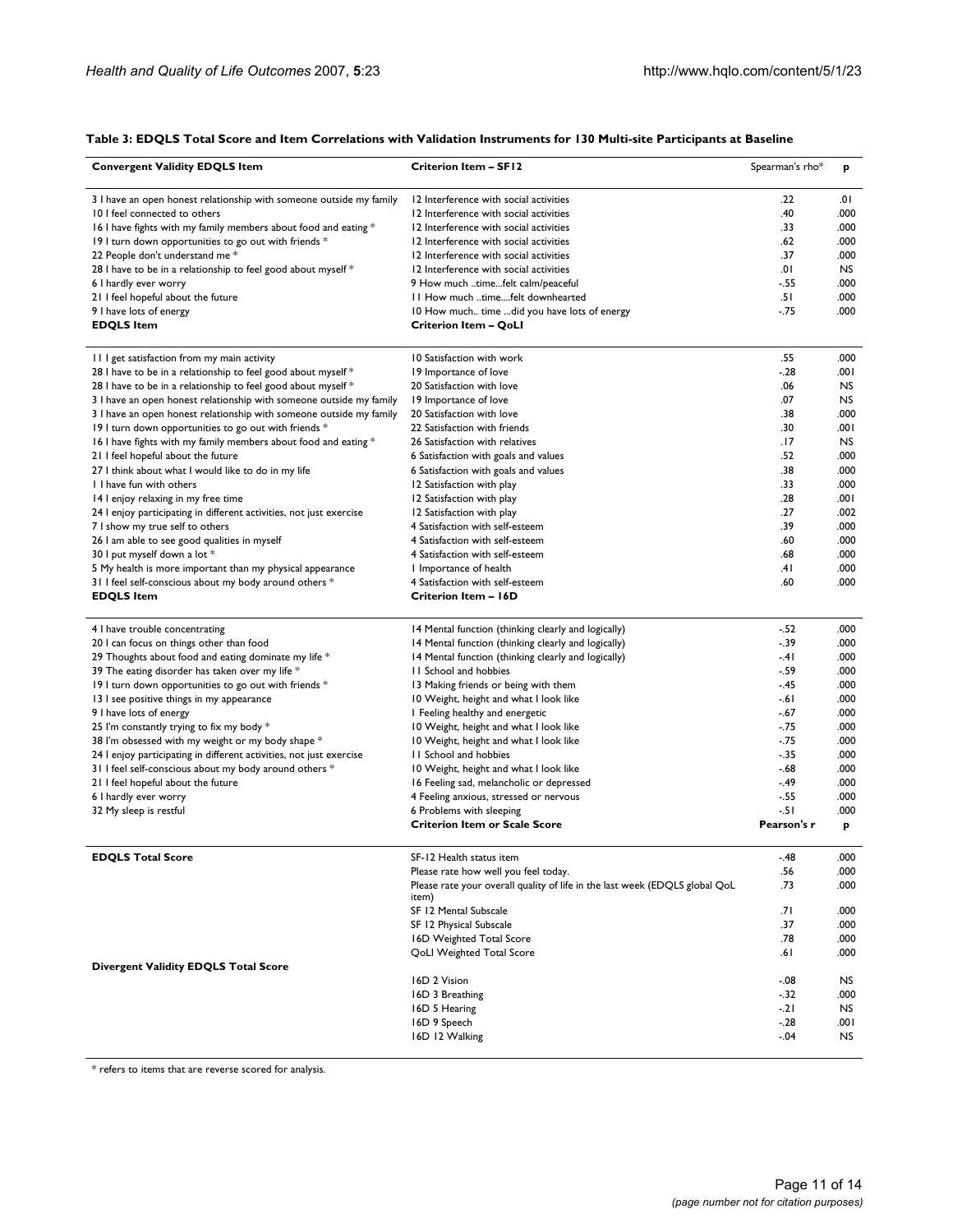**Table 3: EDQLS Total Score and Item Correlations with Validation Instruments for 130 Multi-site Participants at Baseline**

| Convergent Validity EDQLS Item | Criterion Item – SF12 | Spearman's rho* | p |
|---|---|---|---|
| 3 I have an open honest relationship with someone outside my family | 12 Interference with social activities | .22 | .01 |
| 10 I feel connected to others | 12 Interference with social activities | .40 | .000 |
| 16 I have fights with my family members about food and eating * | 12 Interference with social activities | .33 | .000 |
| 19 I turn down opportunities to go out with friends * | 12 Interference with social activities | .62 | .000 |
| 22 People don't understand me * | 12 Interference with social activities | .37 | .000 |
| 28 I have to be in a relationship to feel good about myself * | 12 Interference with social activities | .01 | NS |
| 6 I hardly ever worry | 9 How much ..time...felt calm/peaceful | -.55 | .000 |
| 21 I feel hopeful about the future | 11 How much ..time....felt downhearted | .51 | .000 |
| 9 I have lots of energy | 10 How much.. time ...did you have lots of energy | -.75 | .000 |
| **EDQLS Item** | **Criterion Item – QoLI** | | |
| 11 I get satisfaction from my main activity | 10 Satisfaction with work | .55 | .000 |
| 28 I have to be in a relationship to feel good about myself * | 19 Importance of love | -.28 | .001 |
| 28 I have to be in a relationship to feel good about myself * | 20 Satisfaction with love | .06 | NS |
| 3 I have an open honest relationship with someone outside my family | 19 Importance of love | .07 | NS |
| 3 I have an open honest relationship with someone outside my family | 20 Satisfaction with love | .38 | .000 |
| 19 I turn down opportunities to go out with friends * | 22 Satisfaction with friends | .30 | .001 |
| 16 I have fights with my family members about food and eating * | 26 Satisfaction with relatives | .17 | NS |
| 21 I feel hopeful about the future | 6 Satisfaction with goals and values | .52 | .000 |
| 27 I think about what I would like to do in my life | 6 Satisfaction with goals and values | .38 | .000 |
| 1 I have fun with others | 12 Satisfaction with play | .33 | .000 |
| 14 I enjoy relaxing in my free time | 12 Satisfaction with play | .28 | .001 |
| 24 I enjoy participating in different activities, not just exercise | 12 Satisfaction with play | .27 | .002 |
| 7 I show my true self to others | 4 Satisfaction with self-esteem | .39 | .000 |
| 26 I am able to see good qualities in myself | 4 Satisfaction with self-esteem | .60 | .000 |
| 30 I put myself down a lot * | 4 Satisfaction with self-esteem | .68 | .000 |
| 5 My health is more important than my physical appearance | 1 Importance of health | .41 | .000 |
| 31 I feel self-conscious about my body around others * | 4 Satisfaction with self-esteem | .60 | .000 |
| **EDQLS Item** | **Criterion Item – 16D** | | |
| 4 I have trouble concentrating | 14 Mental function (thinking clearly and logically) | -.52 | .000 |
| 20 I can focus on things other than food | 14 Mental function (thinking clearly and logically) | -.39 | .000 |
| 29 Thoughts about food and eating dominate my life * | 14 Mental function (thinking clearly and logically) | -.41 | .000 |
| 39 The eating disorder has taken over my life * | 11 School and hobbies | -.59 | .000 |
| 19 I turn down opportunities to go out with friends * | 13 Making friends or being with them | -.45 | .000 |
| 13 I see positive things in my appearance | 10 Weight, height and what I look like | -.61 | .000 |
| 9 I have lots of energy | 1 Feeling healthy and energetic | -.67 | .000 |
| 25 I'm constantly trying to fix my body * | 10 Weight, height and what I look like | -.75 | .000 |
| 38 I'm obsessed with my weight or my body shape * | 10 Weight, height and what I look like | -.75 | .000 |
| 24 I enjoy participating in different activities, not just exercise | 11 School and hobbies | -.35 | .000 |
| 31 I feel self-conscious about my body around others * | 10 Weight, height and what I look like | -.68 | .000 |
| 21 I feel hopeful about the future | 16 Feeling sad, melancholic or depressed | -.49 | .000 |
| 6 I hardly ever worry | 4 Feeling anxious, stressed or nervous | -.55 | .000 |
| 32 My sleep is restful | 6 Problems with sleeping | -.51 | .000 |
| | **Criterion Item or Scale Score** | **Pearson's r** | **p** |
| **EDQLS Total Score** | SF-12 Health status item | -.48 | .000 |
| | Please rate how well you feel today. | .56 | .000 |
| | Please rate your overall quality of life in the last week (EDQLS global QoL item) | .73 | .000 |
| | SF 12 Mental Subscale | .71 | .000 |
| | SF 12 Physical Subscale | .37 | .000 |
| | 16D Weighted Total Score | .78 | .000 |
| | QoLI Weighted Total Score | .61 | .000 |
| **Divergent Validity EDQLS Total Score** | | | |
| | 16D 2 Vision | -.08 | NS |
| | 16D 3 Breathing | -.32 | .000 |
| | 16D 5 Hearing | -.21 | NS |
| | 16D 9 Speech | -.28 | .001 |
| | 16D 12 Walking | -.04 | NS |

* refers to items that are reverse scored for analysis.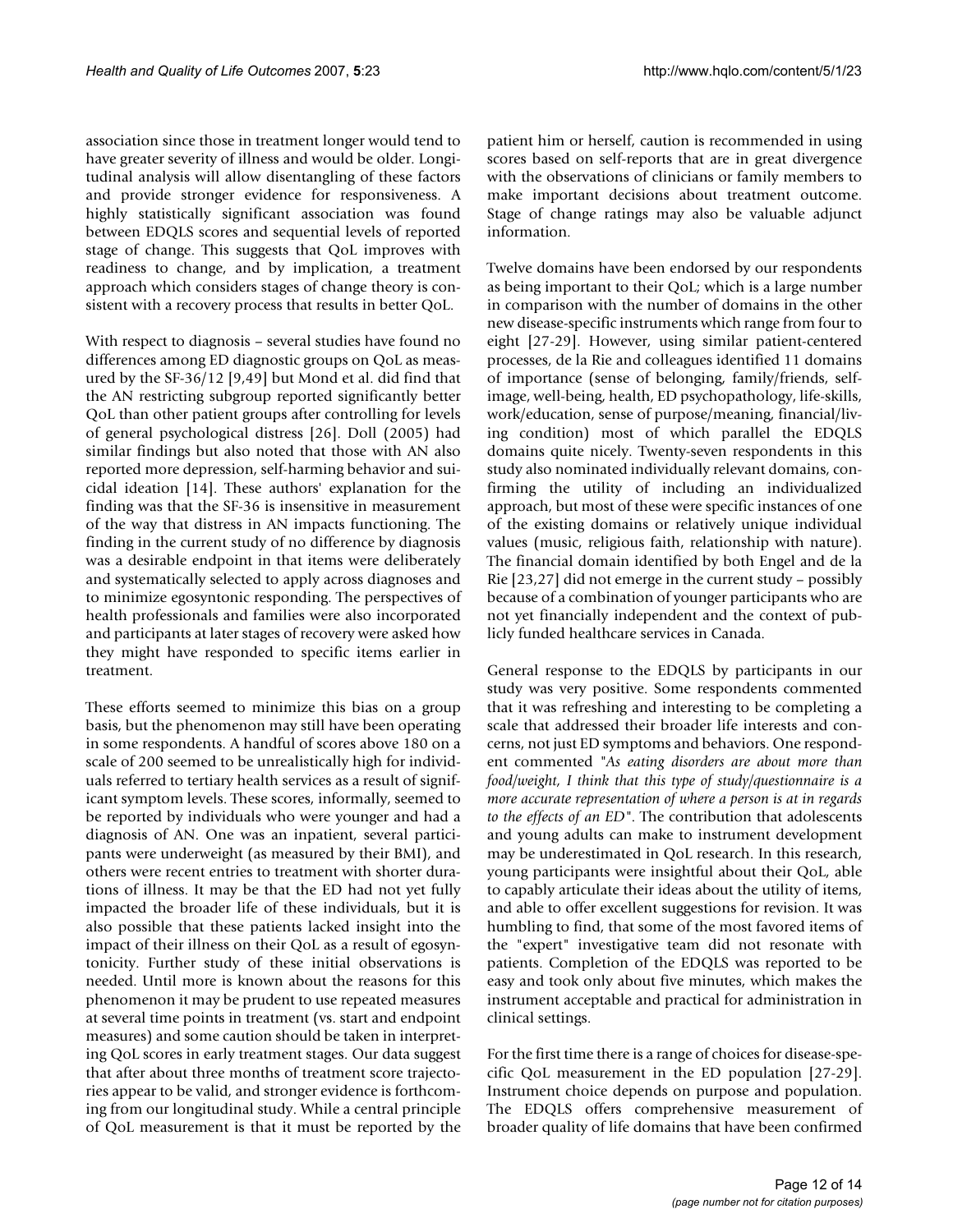association since those in treatment longer would tend to have greater severity of illness and would be older. Longitudinal analysis will allow disentangling of these factors and provide stronger evidence for responsiveness. A highly statistically significant association was found between EDQLS scores and sequential levels of reported stage of change. This suggests that QoL improves with readiness to change, and by implication, a treatment approach which considers stages of change theory is consistent with a recovery process that results in better QoL.

With respect to diagnosis – several studies have found no differences among ED diagnostic groups on QoL as measured by the SF-36/12 [9,49] but Mond et al. did find that the AN restricting subgroup reported significantly better QoL than other patient groups after controlling for levels of general psychological distress [26]. Doll (2005) had similar findings but also noted that those with AN also reported more depression, self-harming behavior and suicidal ideation [14]. These authors' explanation for the finding was that the SF-36 is insensitive in measurement of the way that distress in AN impacts functioning. The finding in the current study of no difference by diagnosis was a desirable endpoint in that items were deliberately and systematically selected to apply across diagnoses and to minimize egosyntonic responding. The perspectives of health professionals and families were also incorporated and participants at later stages of recovery were asked how they might have responded to specific items earlier in treatment.

These efforts seemed to minimize this bias on a group basis, but the phenomenon may still have been operating in some respondents. A handful of scores above 180 on a scale of 200 seemed to be unrealistically high for individuals referred to tertiary health services as a result of significant symptom levels. These scores, informally, seemed to be reported by individuals who were younger and had a diagnosis of AN. One was an inpatient, several participants were underweight (as measured by their BMI), and others were recent entries to treatment with shorter durations of illness. It may be that the ED had not yet fully impacted the broader life of these individuals, but it is also possible that these patients lacked insight into the impact of their illness on their QoL as a result of egosyntonicity. Further study of these initial observations is needed. Until more is known about the reasons for this phenomenon it may be prudent to use repeated measures at several time points in treatment (vs. start and endpoint measures) and some caution should be taken in interpreting QoL scores in early treatment stages. Our data suggest that after about three months of treatment score trajectories appear to be valid, and stronger evidence is forthcoming from our longitudinal study. While a central principle of QoL measurement is that it must be reported by the patient him or herself, caution is recommended in using scores based on self-reports that are in great divergence with the observations of clinicians or family members to make important decisions about treatment outcome. Stage of change ratings may also be valuable adjunct information.

Twelve domains have been endorsed by our respondents as being important to their QoL; which is a large number in comparison with the number of domains in the other new disease-specific instruments which range from four to eight [27-29]. However, using similar patient-centered processes, de la Rie and colleagues identified 11 domains of importance (sense of belonging, family/friends, self-image, well-being, health, ED psychopathology, life-skills, work/education, sense of purpose/meaning, financial/living condition) most of which parallel the EDQLS domains quite nicely. Twenty-seven respondents in this study also nominated individually relevant domains, confirming the utility of including an individualized approach, but most of these were specific instances of one of the existing domains or relatively unique individual values (music, religious faith, relationship with nature). The financial domain identified by both Engel and de la Rie [23,27] did not emerge in the current study – possibly because of a combination of younger participants who are not yet financially independent and the context of publicly funded healthcare services in Canada.

General response to the EDQLS by participants in our study was very positive. Some respondents commented that it was refreshing and interesting to be completing a scale that addressed their broader life interests and concerns, not just ED symptoms and behaviors. One respondent commented *"As eating disorders are about more than food/weight, I think that this type of study/questionnaire is a more accurate representation of where a person is at in regards to the effects of an ED"*. The contribution that adolescents and young adults can make to instrument development may be underestimated in QoL research. In this research, young participants were insightful about their QoL, able to capably articulate their ideas about the utility of items, and able to offer excellent suggestions for revision. It was humbling to find, that some of the most favored items of the "expert" investigative team did not resonate with patients. Completion of the EDQLS was reported to be easy and took only about five minutes, which makes the instrument acceptable and practical for administration in clinical settings.

For the first time there is a range of choices for disease-specific QoL measurement in the ED population [27-29]. Instrument choice depends on purpose and population. The EDQLS offers comprehensive measurement of broader quality of life domains that have been confirmed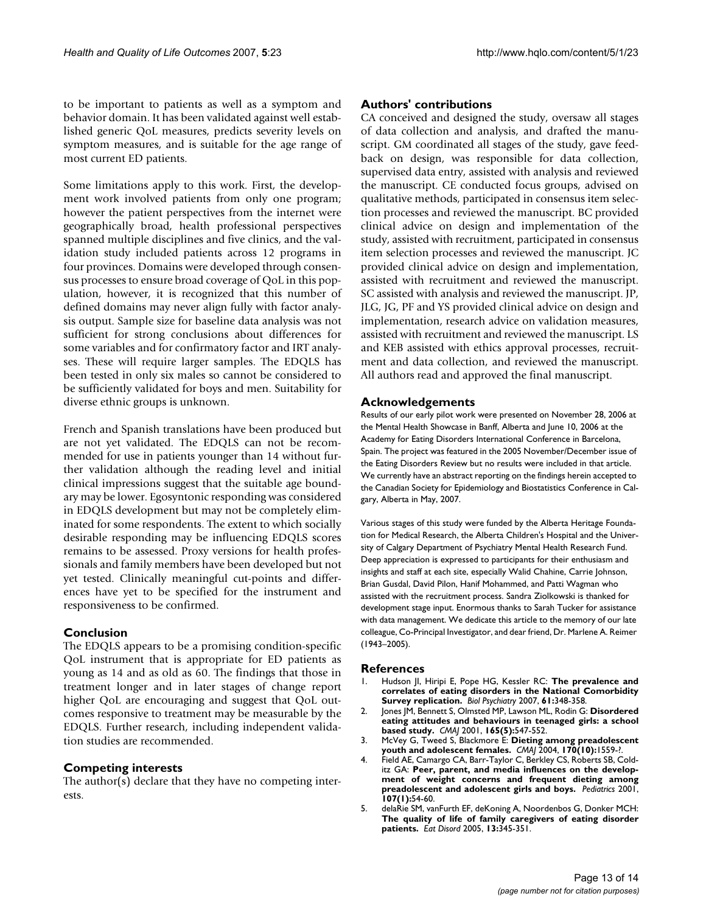to be important to patients as well as a symptom and behavior domain. It has been validated against well established generic QoL measures, predicts severity levels on symptom measures, and is suitable for the age range of most current ED patients.

Some limitations apply to this work. First, the development work involved patients from only one program; however the patient perspectives from the internet were geographically broad, health professional perspectives spanned multiple disciplines and five clinics, and the validation study included patients across 12 programs in four provinces. Domains were developed through consensus processes to ensure broad coverage of QoL in this population, however, it is recognized that this number of defined domains may never align fully with factor analysis output. Sample size for baseline data analysis was not sufficient for strong conclusions about differences for some variables and for confirmatory factor and IRT analyses. These will require larger samples. The EDQLS has been tested in only six males so cannot be considered to be sufficiently validated for boys and men. Suitability for diverse ethnic groups is unknown.

French and Spanish translations have been produced but are not yet validated. The EDQLS can not be recommended for use in patients younger than 14 without further validation although the reading level and initial clinical impressions suggest that the suitable age boundary may be lower. Egosyntonic responding was considered in EDQLS development but may not be completely eliminated for some respondents. The extent to which socially desirable responding may be influencing EDQLS scores remains to be assessed. Proxy versions for health professionals and family members have been developed but not yet tested. Clinically meaningful cut-points and differences have yet to be specified for the instrument and responsiveness to be confirmed.

## Conclusion

The EDQLS appears to be a promising condition-specific QoL instrument that is appropriate for ED patients as young as 14 and as old as 60. The findings that those in treatment longer and in later stages of change report higher QoL are encouraging and suggest that QoL outcomes responsive to treatment may be measurable by the EDQLS. Further research, including independent validation studies are recommended.

## Competing interests

The author(s) declare that they have no competing interests.

## Authors' contributions

CA conceived and designed the study, oversaw all stages of data collection and analysis, and drafted the manuscript. GM coordinated all stages of the study, gave feedback on design, was responsible for data collection, supervised data entry, assisted with analysis and reviewed the manuscript. CE conducted focus groups, advised on qualitative methods, participated in consensus item selection processes and reviewed the manuscript. BC provided clinical advice on design and implementation of the study, assisted with recruitment, participated in consensus item selection processes and reviewed the manuscript. JC provided clinical advice on design and implementation, assisted with recruitment and reviewed the manuscript. SC assisted with analysis and reviewed the manuscript. JP, JLG, JG, PF and YS provided clinical advice on design and implementation, research advice on validation measures, assisted with recruitment and reviewed the manuscript. LS and KEB assisted with ethics approval processes, recruitment and data collection, and reviewed the manuscript. All authors read and approved the final manuscript.

## Acknowledgements

Results of our early pilot work were presented on November 28, 2006 at the Mental Health Showcase in Banff, Alberta and June 10, 2006 at the Academy for Eating Disorders International Conference in Barcelona, Spain. The project was featured in the 2005 November/December issue of the Eating Disorders Review but no results were included in that article. We currently have an abstract reporting on the findings herein accepted to the Canadian Society for Epidemiology and Biostatistics Conference in Calgary, Alberta in May, 2007.

Various stages of this study were funded by the Alberta Heritage Foundation for Medical Research, the Alberta Children's Hospital and the University of Calgary Department of Psychiatry Mental Health Research Fund. Deep appreciation is expressed to participants for their enthusiasm and insights and staff at each site, especially Walid Chahine, Carrie Johnson, Brian Gusdal, David Pilon, Hanif Mohammed, and Patti Wagman who assisted with the recruitment process. Sandra Ziolkowski is thanked for development stage input. Enormous thanks to Sarah Tucker for assistance with data management. We dedicate this article to the memory of our late colleague, Co-Principal Investigator, and dear friend, Dr. Marlene A. Reimer (1943–2005).

## References

1. Hudson JI, Hiripi E, Pope HG, Kessler RC: **The prevalence and correlates of eating disorders in the National Comorbidity Survey replication.** *Biol Psychiatry* 2007, **61:**348-358.
2. Jones JM, Bennett S, Olmsted MP, Lawson ML, Rodin G: **Disordered eating attitudes and behaviours in teenaged girls: a school based study.** *CMAJ* 2001, **165(5):**547-552.
3. McVey G, Tweed S, Blackmore E: **Dieting among preadolescent youth and adolescent females.** *CMAJ* 2004, **170(10):**1559-?.
4. Field AE, Camargo CA, Barr-Taylor C, Berkley CS, Roberts SB, Colditz GA: **Peer, parent, and media influences on the development of weight concerns and frequent dieting among preadolescent and adolescent girls and boys.** *Pediatrics* 2001, **107(1):**54-60.
5. delaRie SM, vanFurth EF, deKoning A, Noordenbos G, Donker MCH: **The quality of life of family caregivers of eating disorder patients.** *Eat Disord* 2005, **13:**345-351.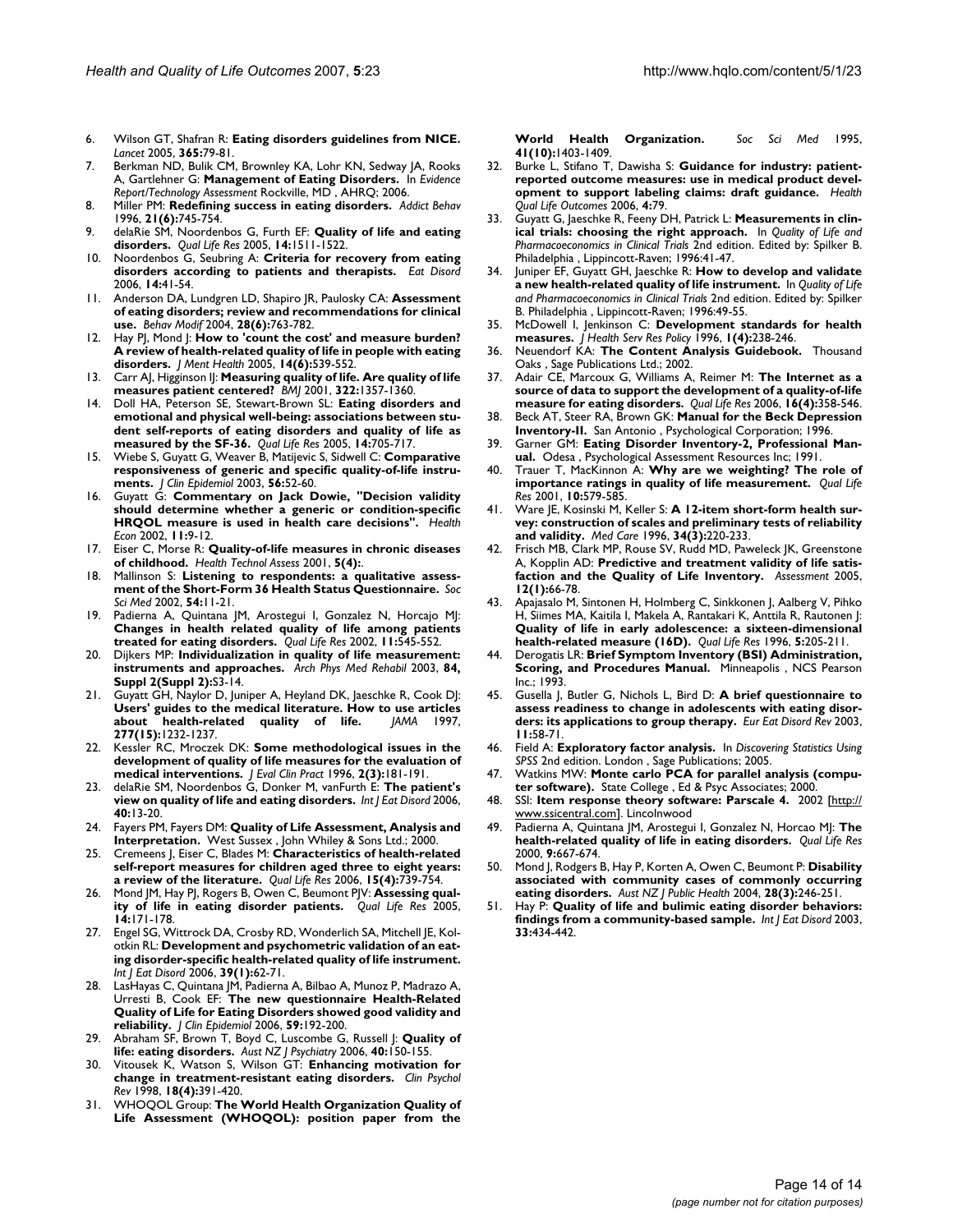6. Wilson GT, Shafran R: **Eating disorders guidelines from NICE.** *Lancet* 2005, **365:**79-81.
7. Berkman ND, Bulik CM, Brownley KA, Lohr KN, Sedway JA, Rooks A, Gartlehner G: **Management of Eating Disorders.** In *Evidence Report/Technology Assessment* Rockville, MD , AHRQ; 2006.
8. Miller PM: **Redefining success in eating disorders.** *Addict Behav* 1996, **21(6):**745-754.
9. delaRie SM, Noordenbos G, Furth EF: **Quality of life and eating disorders.** *Qual Life Res* 2005, **14:**1511-1522.
10. Noordenbos G, Seubring A: **Criteria for recovery from eating disorders according to patients and therapists.** *Eat Disord* 2006, **14:**41-54.
11. Anderson DA, Lundgren LD, Shapiro JR, Paulosky CA: **Assessment of eating disorders; review and recommendations for clinical use.** *Behav Modif* 2004, **28(6):**763-782.
12. Hay PJ, Mond J: **How to 'count the cost' and measure burden? A review of health-related quality of life in people with eating disorders.** *J Ment Health* 2005, **14(6):**539-552.
13. Carr AJ, Higginson IJ: **Measuring quality of life. Are quality of life measures patient centered?** *BMJ* 2001, **322:**1357-1360.
14. Doll HA, Peterson SE, Stewart-Brown SL: **Eating disorders and emotional and physical well-being: associations between student self-reports of eating disorders and quality of life as measured by the SF-36.** *Qual Life Res* 2005, **14:**705-717.
15. Wiebe S, Guyatt G, Weaver B, Matijevic S, Sidwell C: **Comparative responsiveness of generic and specific quality-of-life instruments.** *J Clin Epidemiol* 2003, **56:**52-60.
16. Guyatt G: **Commentary on Jack Dowie, "Decision validity should determine whether a generic or condition-specific HRQOL measure is used in health care decisions".** *Health Econ* 2002, **11:**9-12.
17. Eiser C, Morse R: **Quality-of-life measures in chronic diseases of childhood.** *Health Technol Assess* 2001, **5(4):**.
18. Mallinson S: **Listening to respondents: a qualitative assessment of the Short-Form 36 Health Status Questionnaire.** *Soc Sci Med* 2002, **54:**11-21.
19. Padierna A, Quintana JM, Arostegui I, Gonzalez N, Horcajo MJ: **Changes in health related quality of life among patients treated for eating disorders.** *Qual Life Res* 2002, **11:**545-552.
20. Dijkers MP: **Individualization in quality of life measurement: instruments and approaches.** *Arch Phys Med Rehabil* 2003, **84, Suppl 2(Suppl 2):**S3-14.
21. Guyatt GH, Naylor D, Juniper A, Heyland DK, Jaeschke R, Cook DJ: **Users' guides to the medical literature. How to use articles about health-related quality of life.** *JAMA* 1997, **277(15):**1232-1237.
22. Kessler RC, Mroczek DK: **Some methodological issues in the development of quality of life measures for the evaluation of medical interventions.** *J Eval Clin Pract* 1996, **2(3):**181-191.
23. delaRie SM, Noordenbos G, Donker M, vanFurth E: **The patient's view on quality of life and eating disorders.** *Int J Eat Disord* 2006, **40:**13-20.
24. Fayers PM, Fayers DM: **Quality of Life Assessment, Analysis and Interpretation.** West Sussex , John Whiley & Sons Ltd.; 2000.
25. Cremeens J, Eiser C, Blades M: **Characteristics of health-related self-report measures for children aged three to eight years: a review of the literature.** *Qual Life Res* 2006, **15(4):**739-754.
26. Mond JM, Hay PJ, Rogers B, Owen C, Beumont PJV: **Assessing quality of life in eating disorder patients.** *Qual Life Res* 2005, **14:**171-178.
27. Engel SG, Wittrock DA, Crosby RD, Wonderlich SA, Mitchell JE, Kolotkin RL: **Development and psychometric validation of an eating disorder-specific health-related quality of life instrument.** *Int J Eat Disord* 2006, **39(1):**62-71.
28. LasHayas C, Quintana JM, Padierna A, Bilbao A, Munoz P, Madrazo A, Urresti B, Cook EF: **The new questionnaire Health-Related Quality of Life for Eating Disorders showed good validity and reliability.** *J Clin Epidemiol* 2006, **59:**192-200.
29. Abraham SF, Brown T, Boyd C, Luscombe G, Russell J: **Quality of life: eating disorders.** *Aust NZ J Psychiatry* 2006, **40:**150-155.
30. Vitousek K, Watson S, Wilson GT: **Enhancing motivation for change in treatment-resistant eating disorders.** *Clin Psychol Rev* 1998, **18(4):**391-420.
31. WHOQOL Group: **The World Health Organization Quality of Life Assessment (WHOQOL): position paper from the World Health Organization.** *Soc Sci Med* 1995, **41(10):**1403-1409.
32. Burke L, Stifano T, Dawisha S: **Guidance for industry: patient-reported outcome measures: use in medical product development to support labeling claims: draft guidance.** *Health Qual Life Outcomes* 2006, **4:**79.
33. Guyatt G, Jaeschke R, Feeny DH, Patrick L: **Measurements in clinical trials: choosing the right approach.** In *Quality of Life and Pharmacoeconomics in Clinical Trials* 2nd edition. Edited by: Spilker B. Philadelphia , Lippincott-Raven; 1996:41-47.
34. Juniper EF, Guyatt GH, Jaeschke R: **How to develop and validate a new health-related quality of life instrument.** In *Quality of Life and Pharmacoeconomics in Clinical Trials* 2nd edition. Edited by: Spilker B. Philadelphia , Lippincott-Raven; 1996:49-55.
35. McDowell I, Jenkinson C: **Development standards for health measures.** *J Health Serv Res Policy* 1996, **1(4):**238-246.
36. Neuendorf KA: **The Content Analysis Guidebook.** Thousand Oaks , Sage Publications Ltd.; 2002.
37. Adair CE, Marcoux G, Williams A, Reimer M: **The Internet as a source of data to support the development of a quality-of-life measure for eating disorders.** *Qual Life Res* 2006, **16(4):**358-546.
38. Beck AT, Steer RA, Brown GK: **Manual for the Beck Depression Inventory-II.** San Antonio , Psychological Corporation; 1996.
39. Garner GM: **Eating Disorder Inventory-2, Professional Manual.** Odesa , Psychological Assessment Resources Inc; 1991.
40. Trauer T, MacKinnon A: **Why are we weighting? The role of importance ratings in quality of life measurement.** *Qual Life Res* 2001, **10:**579-585.
41. Ware JE, Kosinski M, Keller S: **A 12-item short-form health survey: construction of scales and preliminary tests of reliability and validity.** *Med Care* 1996, **34(3):**220-233.
42. Frisch MB, Clark MP, Rouse SV, Rudd MD, Paweleck JK, Greenstone A, Kopplin AD: **Predictive and treatment validity of life satisfaction and the Quality of Life Inventory.** *Assessment* 2005, **12(1):**66-78.
43. Apajasalo M, Sintonen H, Holmberg C, Sinkkonen J, Aalberg V, Pihko H, Siimes MA, Kaitila I, Makela A, Rantakari K, Anttila R, Rautonen J: **Quality of life in early adolescence: a sixteen-dimensional health-related measure (16D).** *Qual Life Res* 1996, **5:**205-211.
44. Derogatis LR: **Brief Symptom Inventory (BSI) Administration, Scoring, and Procedures Manual.** Minneapolis , NCS Pearson Inc.; 1993.
45. Gusella J, Butler G, Nichols L, Bird D: **A brief questionnaire to assess readiness to change in adolescents with eating disorders: its applications to group therapy.** *Eur Eat Disord Rev* 2003, **11:**58-71.
46. Field A: **Exploratory factor analysis.** In *Discovering Statistics Using SPSS* 2nd edition. London , Sage Publications; 2005.
47. Watkins MW: **Monte carlo PCA for parallel analysis (computer software).** State College , Ed & Psyc Associates; 2000.
48. SSI: **Item response theory software: Parscale 4.** 2002 [http://www.ssicentral.com]. Lincolnwood
49. Padierna A, Quintana JM, Arostegui I, Gonzalez N, Horcao MJ: **The health-related quality of life in eating disorders.** *Qual Life Res* 2000, **9:**667-674.
50. Mond J, Rodgers B, Hay P, Korten A, Owen C, Beumont P: **Disability associated with community cases of commonly occurring eating disorders.** *Aust NZ J Public Health* 2004, **28(3):**246-251.
51. Hay P: **Quality of life and bulimic eating disorder behaviors: findings from a community-based sample.** *Int J Eat Disord* 2003, **33:**434-442.